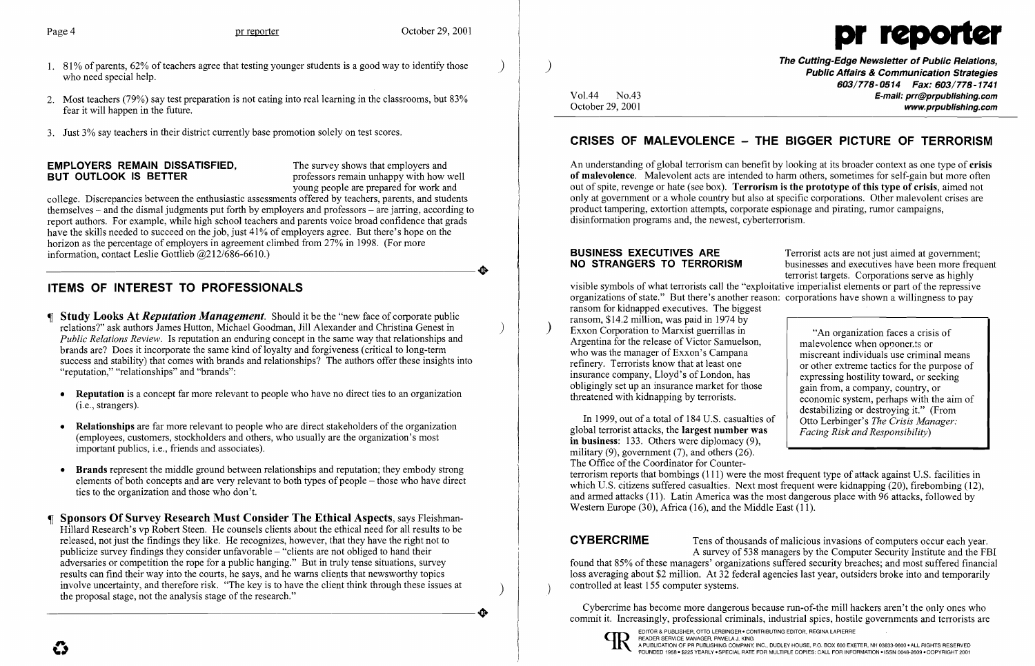1. 81% of parents, 62% of teachers agree that testing younger students is a good way to identify those who need special help.

2. Most teachers (79%) say test preparation is not eating into real learning in the classrooms, but 83% fear it will happen in the future.

3. Just 3% say teachers in their district currently base promotion solely on test scores.

**EMPLOYERS REMAIN DISSATISFIED, BUT OUTLOOK IS BETTER** The survey shows that employers and professors remain unhappy with how well young people are prepared for work and college. Discrepancies between the enthusiastic assessments offered by teachers, parents, and students themselves – and the dismal judgments put forth by employers and professors – are jarring, according to report authors. For example, while high school teachers and parents voice broad confidence that grads have the skills needed to succeed on the job, just 41% of employers agree. But there's hope on the horizon as the percentage of employers in agreement climbed from 27% in 1998. (For more information, contact Leslie Gottlieb @212/686-6610.)

## ITEMS OF INTEREST TO PROFESSIONALS

¶ **Study Looks At *Reputation Management*.** Should it be the "new face of corporate public relations?" ask authors James Hutton, Michael Goodman, Jill Alexander and Christina Genest in *Public Relations Review*. Is reputation an enduring concept in the same way that relationships and brands are? Does it incorporate the same kind of loyalty and forgiveness (critical to long-term success and stability) that comes with brands and relationships? The authors offer these insights into "reputation," "relationships" and "brands":

- **Reputation** is a concept far more relevant to people who have no direct ties to an organization (i.e., strangers).
- **Relationships** are far more relevant to people who are direct stakeholders of the organization (employees, customers, stockholders and others, who usually are the organization's most important publics, i.e., friends and associates).
- **Brands** represent the middle ground between relationships and reputation; they embody strong elements of both concepts and are very relevant to both types of people – those who have direct ties to the organization and those who don't.

¶ **Sponsors Of Survey Research Must Consider The Ethical Aspects**, says Fleishman-Hillard Research's vp Robert Steen. He counsels clients about the ethical need for all results to be released, not just the findings they like. He recognizes, however, that they have the right not to publicize survey findings they consider unfavorable – "clients are not obliged to hand their adversaries or competition the rope for a public hanging." But in truly tense situations, survey results can find their way into the courts, he says, and he warns clients that newsworthy topics involve uncertainty, and therefore risk. "The key is to have the client think through these issues at the proposal stage, not the analysis stage of the research."

# pr reporter

**The Cutting-Edge Newsletter of Public Relations, Public Affairs & Communication Strategies**
**603/778-0514 Fax: 603/778-1741**
**E-mail: prr@prpublishing.com**
**www.prpublishing.com**

Vol.44 No.43
October 29, 2001

## CRISES OF MALEVOLENCE – THE BIGGER PICTURE OF TERRORISM

An understanding of global terrorism can benefit by looking at its broader context as one type of **crisis of malevolence**. Malevolent acts are intended to harm others, sometimes for self-gain but more often out of spite, revenge or hate (see box). **Terrorism is the prototype of this type of crisis**, aimed not only at government or a whole country but also at specific corporations. Other malevolent crises are product tampering, extortion attempts, corporate espionage and pirating, rumor campaigns, disinformation programs and, the newest, cyberterrorism.

**BUSINESS EXECUTIVES ARE NO STRANGERS TO TERRORISM** Terrorist acts are not just aimed at government; businesses and executives have been more frequent terrorist targets. Corporations serve as highly visible symbols of what terrorists call the "exploitative imperialist elements or part of the repressive organizations of state." But there's another reason: corporations have shown a willingness to pay ransom for kidnapped executives. The biggest ransom, $14.2 million, was paid in 1974 by Exxon Corporation to Marxist guerrillas in Argentina for the release of Victor Samuelson, who was the manager of Exxon's Campana refinery. Terrorists know that at least one insurance company, Lloyd's of London, has obligingly set up an insurance market for those threatened with kidnapping by terrorists.

> "An organization faces a crisis of malevolence when opponents or miscreant individuals use criminal means or other extreme tactics for the purpose of expressing hostility toward, or seeking gain from, a company, country, or economic system, perhaps with the aim of destabilizing or destroying it." (From Otto Lerbinger's *The Crisis Manager: Facing Risk and Responsibility*)

In 1999, out of a total of 184 U.S. casualties of global terrorist attacks, the **largest number was in business**: 133. Others were diplomacy (9), military (9), government (7), and others (26). The Office of the Coordinator for Counter-terrorism reports that bombings (111) were the most frequent type of attack against U.S. facilities in which U.S. citizens suffered casualties. Next most frequent were kidnapping (20), firebombing (12), and armed attacks (11). Latin America was the most dangerous place with 96 attacks, followed by Western Europe (30), Africa (16), and the Middle East (11).

**CYBERCRIME** Tens of thousands of malicious invasions of computers occur each year. A survey of 538 managers by the Computer Security Institute and the FBI found that 85% of these managers' organizations suffered security breaches; and most suffered financial loss averaging about $2 million. At 32 federal agencies last year, outsiders broke into and temporarily controlled at least 155 computer systems.

Cybercrime has become more dangerous because run-of-the mill hackers aren't the only ones who commit it. Increasingly, professional criminals, industrial spies, hostile governments and terrorists are

EDITOR & PUBLISHER, OTTO LERBINGER • CONTRIBUTING EDITOR, REGINA LAPIERRE
READER SERVICE MANAGER, PAMELA J. KING
A PUBLICATION OF PR PUBLISHING COMPANY, INC., DUDLEY HOUSE, P.O. BOX 600 EXETER, NH 03833-0600 • ALL RIGHTS RESERVED
FOUNDED 1958 • $225 YEARLY • SPECIAL RATE FOR MULTIPLE COPIES: CALL FOR INFORMATION • ISSN 0048-2609 • COPYRIGHT 2001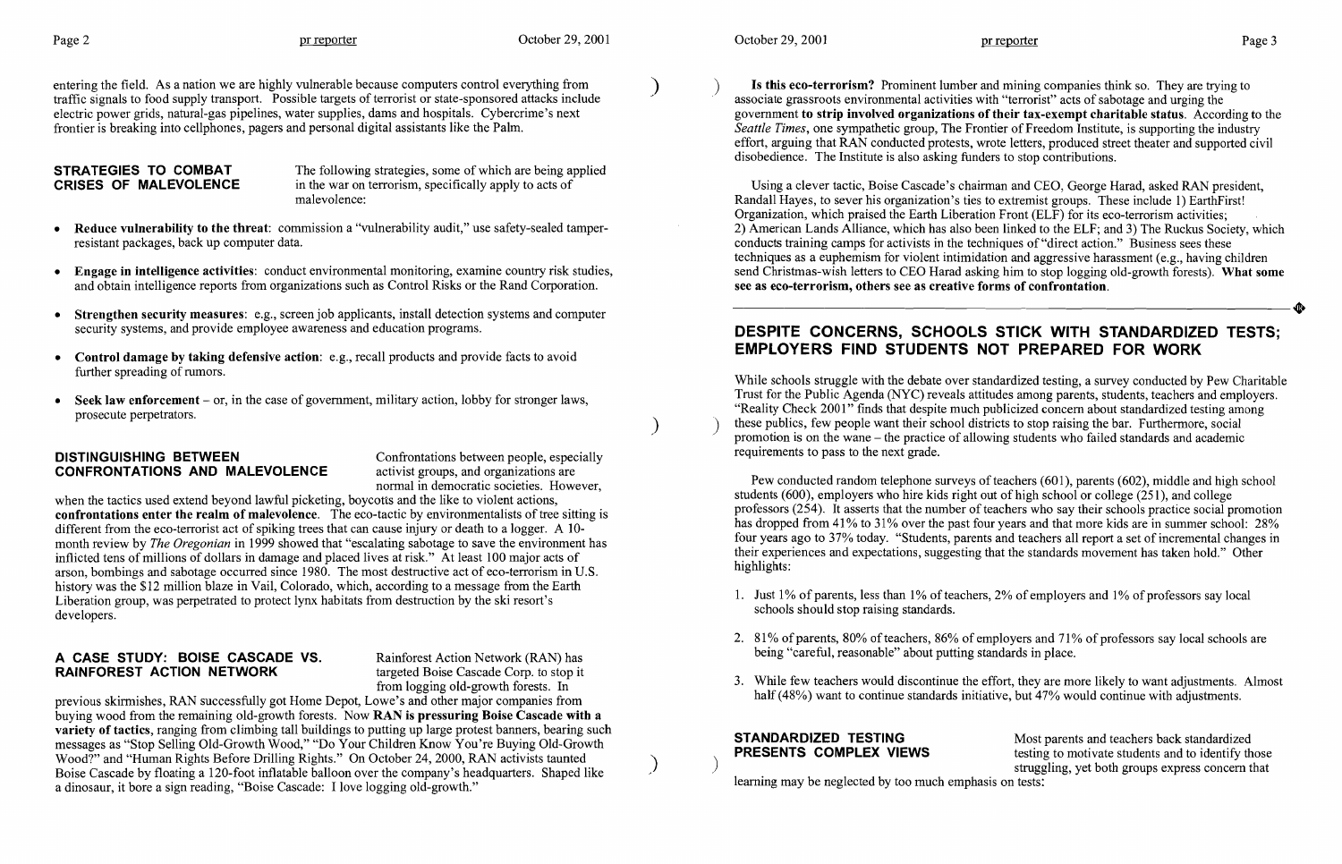entering the field. As a nation we are highly vulnerable because computers control everything from traffic signals to food supply transport. Possible targets of terrorist or state-sponsored attacks include electric power grids, natural-gas pipelines, water supplies, dams and hospitals. Cybercrime's next frontier is breaking into cellphones, pagers and personal digital assistants like the Palm.

## STRATEGIES TO COMBAT CRISES OF MALEVOLENCE

The following strategies, some of which are being applied in the war on terrorism, specifically apply to acts of malevolence:

- **Reduce vulnerability to the threat**: commission a "vulnerability audit," use safety-sealed tamper-resistant packages, back up computer data.
- **Engage in intelligence activities**: conduct environmental monitoring, examine country risk studies, and obtain intelligence reports from organizations such as Control Risks or the Rand Corporation.
- **Strengthen security measures**: e.g., screen job applicants, install detection systems and computer security systems, and provide employee awareness and education programs.
- **Control damage by taking defensive action**: e.g., recall products and provide facts to avoid further spreading of rumors.
- **Seek law enforcement** – or, in the case of government, military action, lobby for stronger laws, prosecute perpetrators.

## DISTINGUISHING BETWEEN CONFRONTATIONS AND MALEVOLENCE

Confrontations between people, especially activist groups, and organizations are normal in democratic societies. However, when the tactics used extend beyond lawful picketing, boycotts and the like to violent actions, **confrontations enter the realm of malevolence**. The eco-tactic by environmentalists of tree sitting is different from the eco-terrorist act of spiking trees that can cause injury or death to a logger. A 10-month review by *The Oregonian* in 1999 showed that "escalating sabotage to save the environment has inflicted tens of millions of dollars in damage and placed lives at risk." At least 100 major acts of arson, bombings and sabotage occurred since 1980. The most destructive act of eco-terrorism in U.S. history was the $12 million blaze in Vail, Colorado, which, according to a message from the Earth Liberation group, was perpetrated to protect lynx habitats from destruction by the ski resort's developers.

## A CASE STUDY: BOISE CASCADE VS. RAINFOREST ACTION NETWORK

Rainforest Action Network (RAN) has targeted Boise Cascade Corp. to stop it from logging old-growth forests. In previous skirmishes, RAN successfully got Home Depot, Lowe's and other major companies from buying wood from the remaining old-growth forests. Now **RAN is pressuring Boise Cascade with a variety of tactics**, ranging from climbing tall buildings to putting up large protest banners, bearing such messages as "Stop Selling Old-Growth Wood," "Do Your Children Know You're Buying Old-Growth Wood?" and "Human Rights Before Drilling Rights." On October 24, 2000, RAN activists taunted Boise Cascade by floating a 120-foot inflatable balloon over the company's headquarters. Shaped like a dinosaur, it bore a sign reading, "Boise Cascade: I love logging old-growth."

**Is this eco-terrorism?** Prominent lumber and mining companies think so. They are trying to associate grassroots environmental activities with "terrorist" acts of sabotage and urging the government **to strip involved organizations of their tax-exempt charitable status**. According to the *Seattle Times*, one sympathetic group, The Frontier of Freedom Institute, is supporting the industry effort, arguing that RAN conducted protests, wrote letters, produced street theater and supported civil disobedience. The Institute is also asking funders to stop contributions.

Using a clever tactic, Boise Cascade's chairman and CEO, George Harad, asked RAN president, Randall Hayes, to sever his organization's ties to extremist groups. These include 1) EarthFirst! Organization, which praised the Earth Liberation Front (ELF) for its eco-terrorism activities; 2) American Lands Alliance, which has also been linked to the ELF; and 3) The Ruckus Society, which conducts training camps for activists in the techniques of "direct action." Business sees these techniques as a euphemism for violent intimidation and aggressive harassment (e.g., having children send Christmas-wish letters to CEO Harad asking him to stop logging old-growth forests). **What some see as eco-terrorism, others see as creative forms of confrontation.**

## DESPITE CONCERNS, SCHOOLS STICK WITH STANDARDIZED TESTS; EMPLOYERS FIND STUDENTS NOT PREPARED FOR WORK

While schools struggle with the debate over standardized testing, a survey conducted by Pew Charitable Trust for the Public Agenda (NYC) reveals attitudes among parents, students, teachers and employers. "Reality Check 2001" finds that despite much publicized concern about standardized testing among these publics, few people want their school districts to stop raising the bar. Furthermore, social promotion is on the wane – the practice of allowing students who failed standards and academic requirements to pass to the next grade.

Pew conducted random telephone surveys of teachers (601), parents (602), middle and high school students (600), employers who hire kids right out of high school or college (251), and college professors (254). It asserts that the number of teachers who say their schools practice social promotion has dropped from 41% to 31% over the past four years and that more kids are in summer school: 28% four years ago to 37% today. "Students, parents and teachers all report a set of incremental changes in their experiences and expectations, suggesting that the standards movement has taken hold." Other highlights:

1. Just 1% of parents, less than 1% of teachers, 2% of employers and 1% of professors say local schools should stop raising standards.
2. 81% of parents, 80% of teachers, 86% of employers and 71% of professors say local schools are being "careful, reasonable" about putting standards in place.
3. While few teachers would discontinue the effort, they are more likely to want adjustments. Almost half (48%) want to continue standards initiative, but 47% would continue with adjustments.

## STANDARDIZED TESTING PRESENTS COMPLEX VIEWS

Most parents and teachers back standardized testing to motivate students and to identify those struggling, yet both groups express concern that learning may be neglected by too much emphasis on tests: